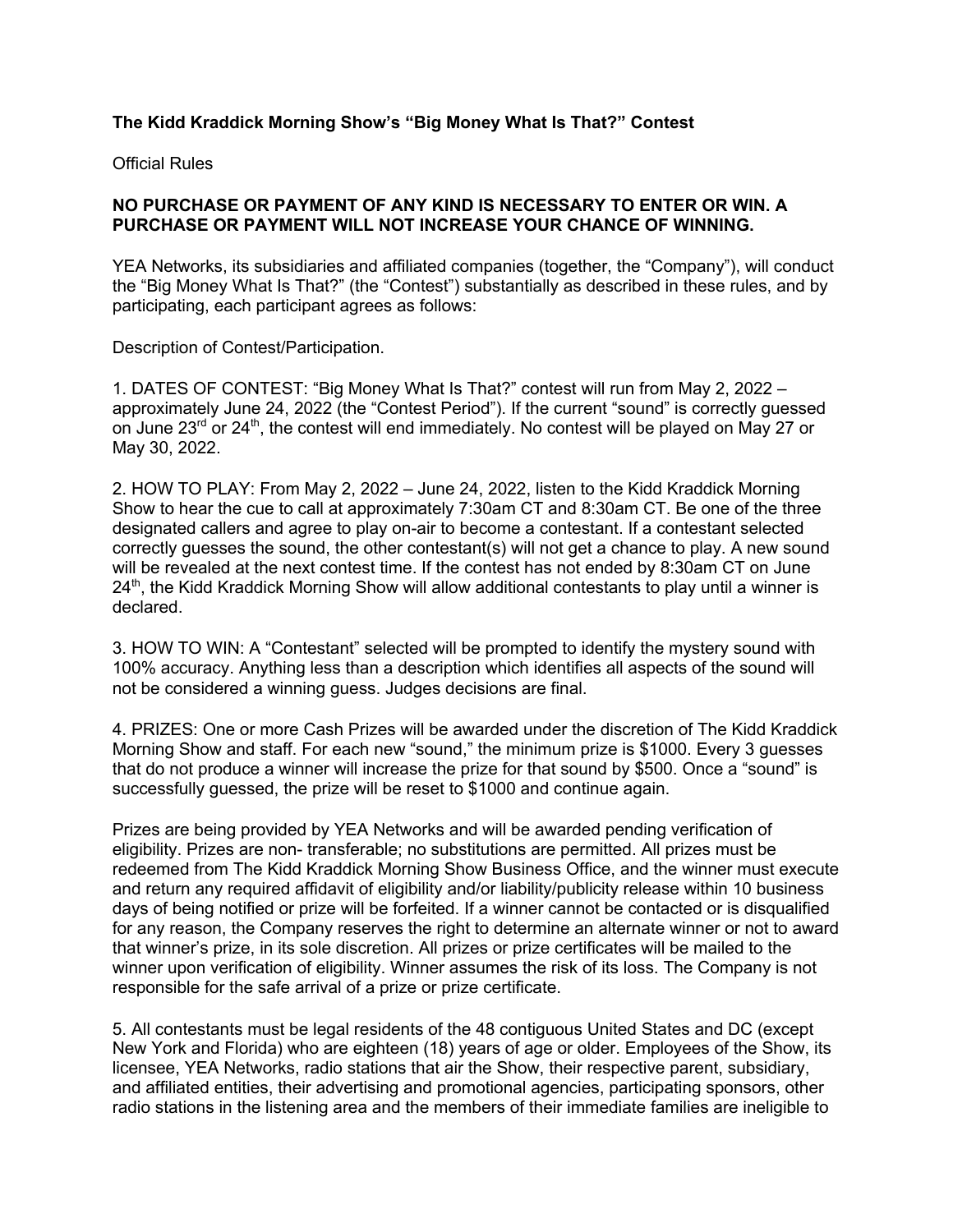**The Kidd Kraddick Morning Show's "Big Money What Is That?" Contest**

Official Rules

**NO PURCHASE OR PAYMENT OF ANY KIND IS NECESSARY TO ENTER OR WIN. A PURCHASE OR PAYMENT WILL NOT INCREASE YOUR CHANCE OF WINNING.**

YEA Networks, its subsidiaries and affiliated companies (together, the "Company"), will conduct the "Big Money What Is That?" (the "Contest") substantially as described in these rules, and by participating, each participant agrees as follows:

Description of Contest/Participation.

1. DATES OF CONTEST: "Big Money What Is That?" contest will run from May 2, 2022 – approximately June 24, 2022 (the "Contest Period"). If the current "sound" is correctly guessed on June 23rd or 24th, the contest will end immediately. No contest will be played on May 27 or May 30, 2022.

2. HOW TO PLAY: From May 2, 2022 – June 24, 2022, listen to the Kidd Kraddick Morning Show to hear the cue to call at approximately 7:30am CT and 8:30am CT. Be one of the three designated callers and agree to play on-air to become a contestant. If a contestant selected correctly guesses the sound, the other contestant(s) will not get a chance to play. A new sound will be revealed at the next contest time. If the contest has not ended by 8:30am CT on June 24th, the Kidd Kraddick Morning Show will allow additional contestants to play until a winner is declared.

3. HOW TO WIN: A "Contestant" selected will be prompted to identify the mystery sound with 100% accuracy. Anything less than a description which identifies all aspects of the sound will not be considered a winning guess. Judges decisions are final.

4. PRIZES: One or more Cash Prizes will be awarded under the discretion of The Kidd Kraddick Morning Show and staff. For each new "sound," the minimum prize is $1000. Every 3 guesses that do not produce a winner will increase the prize for that sound by $500. Once a "sound" is successfully guessed, the prize will be reset to $1000 and continue again.

Prizes are being provided by YEA Networks and will be awarded pending verification of eligibility. Prizes are non- transferable; no substitutions are permitted. All prizes must be redeemed from The Kidd Kraddick Morning Show Business Office, and the winner must execute and return any required affidavit of eligibility and/or liability/publicity release within 10 business days of being notified or prize will be forfeited. If a winner cannot be contacted or is disqualified for any reason, the Company reserves the right to determine an alternate winner or not to award that winner's prize, in its sole discretion. All prizes or prize certificates will be mailed to the winner upon verification of eligibility. Winner assumes the risk of its loss. The Company is not responsible for the safe arrival of a prize or prize certificate.

5. All contestants must be legal residents of the 48 contiguous United States and DC (except New York and Florida) who are eighteen (18) years of age or older. Employees of the Show, its licensee, YEA Networks, radio stations that air the Show, their respective parent, subsidiary, and affiliated entities, their advertising and promotional agencies, participating sponsors, other radio stations in the listening area and the members of their immediate families are ineligible to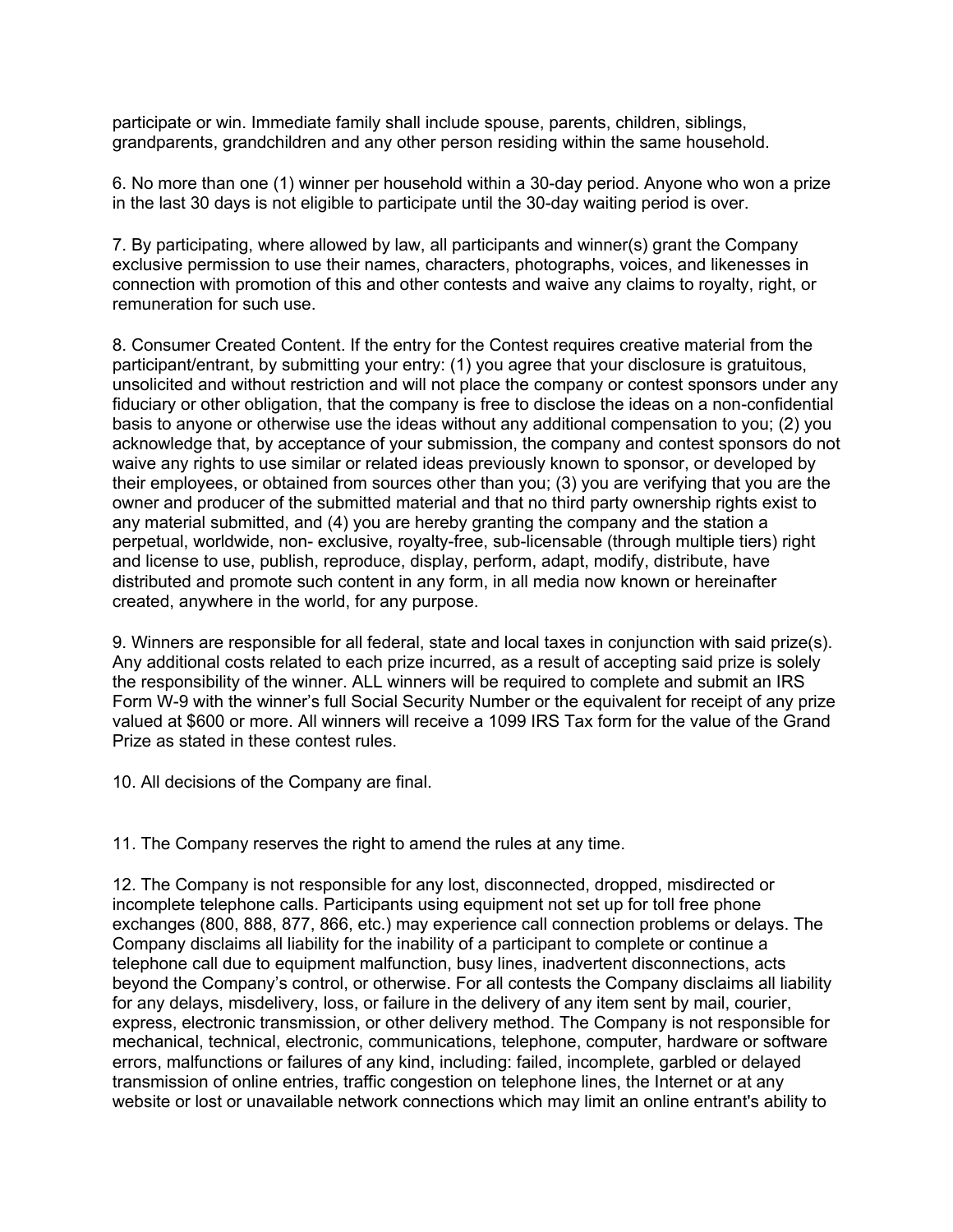participate or win. Immediate family shall include spouse, parents, children, siblings, grandparents, grandchildren and any other person residing within the same household.

6. No more than one (1) winner per household within a 30-day period. Anyone who won a prize in the last 30 days is not eligible to participate until the 30-day waiting period is over.

7. By participating, where allowed by law, all participants and winner(s) grant the Company exclusive permission to use their names, characters, photographs, voices, and likenesses in connection with promotion of this and other contests and waive any claims to royalty, right, or remuneration for such use.

8. Consumer Created Content. If the entry for the Contest requires creative material from the participant/entrant, by submitting your entry: (1) you agree that your disclosure is gratuitous, unsolicited and without restriction and will not place the company or contest sponsors under any fiduciary or other obligation, that the company is free to disclose the ideas on a non-confidential basis to anyone or otherwise use the ideas without any additional compensation to you; (2) you acknowledge that, by acceptance of your submission, the company and contest sponsors do not waive any rights to use similar or related ideas previously known to sponsor, or developed by their employees, or obtained from sources other than you; (3) you are verifying that you are the owner and producer of the submitted material and that no third party ownership rights exist to any material submitted, and (4) you are hereby granting the company and the station a perpetual, worldwide, non- exclusive, royalty-free, sub-licensable (through multiple tiers) right and license to use, publish, reproduce, display, perform, adapt, modify, distribute, have distributed and promote such content in any form, in all media now known or hereinafter created, anywhere in the world, for any purpose.

9. Winners are responsible for all federal, state and local taxes in conjunction with said prize(s). Any additional costs related to each prize incurred, as a result of accepting said prize is solely the responsibility of the winner. ALL winners will be required to complete and submit an IRS Form W-9 with the winner's full Social Security Number or the equivalent for receipt of any prize valued at $600 or more. All winners will receive a 1099 IRS Tax form for the value of the Grand Prize as stated in these contest rules.

10. All decisions of the Company are final.

11. The Company reserves the right to amend the rules at any time.

12. The Company is not responsible for any lost, disconnected, dropped, misdirected or incomplete telephone calls. Participants using equipment not set up for toll free phone exchanges (800, 888, 877, 866, etc.) may experience call connection problems or delays. The Company disclaims all liability for the inability of a participant to complete or continue a telephone call due to equipment malfunction, busy lines, inadvertent disconnections, acts beyond the Company's control, or otherwise. For all contests the Company disclaims all liability for any delays, misdelivery, loss, or failure in the delivery of any item sent by mail, courier, express, electronic transmission, or other delivery method. The Company is not responsible for mechanical, technical, electronic, communications, telephone, computer, hardware or software errors, malfunctions or failures of any kind, including: failed, incomplete, garbled or delayed transmission of online entries, traffic congestion on telephone lines, the Internet or at any website or lost or unavailable network connections which may limit an online entrant's ability to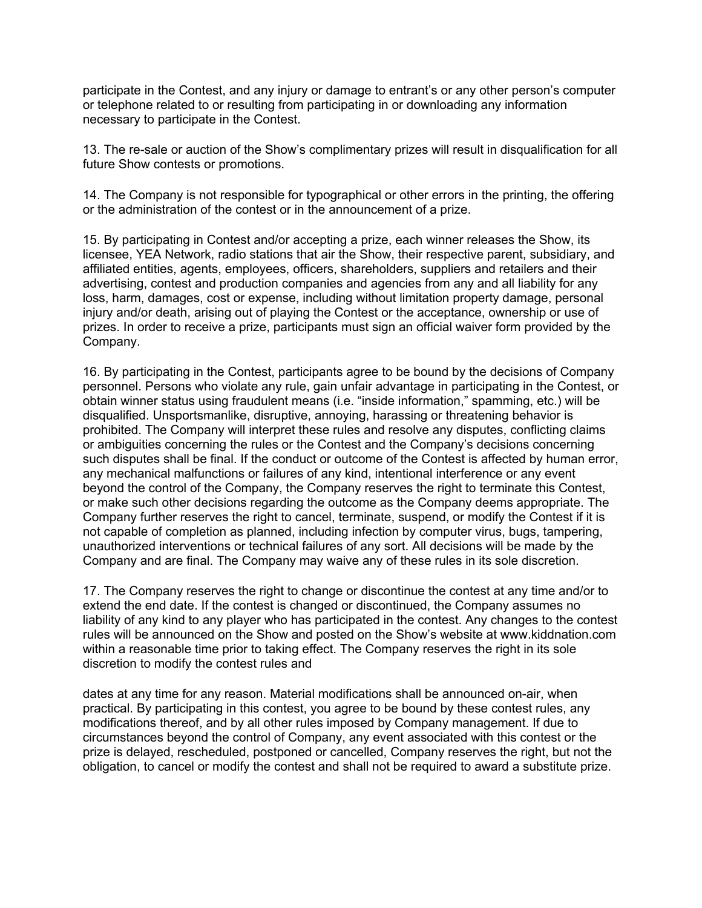participate in the Contest, and any injury or damage to entrant's or any other person's computer or telephone related to or resulting from participating in or downloading any information necessary to participate in the Contest.

13. The re-sale or auction of the Show's complimentary prizes will result in disqualification for all future Show contests or promotions.

14. The Company is not responsible for typographical or other errors in the printing, the offering or the administration of the contest or in the announcement of a prize.

15. By participating in Contest and/or accepting a prize, each winner releases the Show, its licensee, YEA Network, radio stations that air the Show, their respective parent, subsidiary, and affiliated entities, agents, employees, officers, shareholders, suppliers and retailers and their advertising, contest and production companies and agencies from any and all liability for any loss, harm, damages, cost or expense, including without limitation property damage, personal injury and/or death, arising out of playing the Contest or the acceptance, ownership or use of prizes. In order to receive a prize, participants must sign an official waiver form provided by the Company.

16. By participating in the Contest, participants agree to be bound by the decisions of Company personnel. Persons who violate any rule, gain unfair advantage in participating in the Contest, or obtain winner status using fraudulent means (i.e. "inside information," spamming, etc.) will be disqualified. Unsportsmanlike, disruptive, annoying, harassing or threatening behavior is prohibited. The Company will interpret these rules and resolve any disputes, conflicting claims or ambiguities concerning the rules or the Contest and the Company's decisions concerning such disputes shall be final. If the conduct or outcome of the Contest is affected by human error, any mechanical malfunctions or failures of any kind, intentional interference or any event beyond the control of the Company, the Company reserves the right to terminate this Contest, or make such other decisions regarding the outcome as the Company deems appropriate. The Company further reserves the right to cancel, terminate, suspend, or modify the Contest if it is not capable of completion as planned, including infection by computer virus, bugs, tampering, unauthorized interventions or technical failures of any sort. All decisions will be made by the Company and are final. The Company may waive any of these rules in its sole discretion.

17. The Company reserves the right to change or discontinue the contest at any time and/or to extend the end date. If the contest is changed or discontinued, the Company assumes no liability of any kind to any player who has participated in the contest. Any changes to the contest rules will be announced on the Show and posted on the Show's website at www.kiddnation.com within a reasonable time prior to taking effect. The Company reserves the right in its sole discretion to modify the contest rules and

dates at any time for any reason. Material modifications shall be announced on-air, when practical. By participating in this contest, you agree to be bound by these contest rules, any modifications thereof, and by all other rules imposed by Company management. If due to circumstances beyond the control of Company, any event associated with this contest or the prize is delayed, rescheduled, postponed or cancelled, Company reserves the right, but not the obligation, to cancel or modify the contest and shall not be required to award a substitute prize.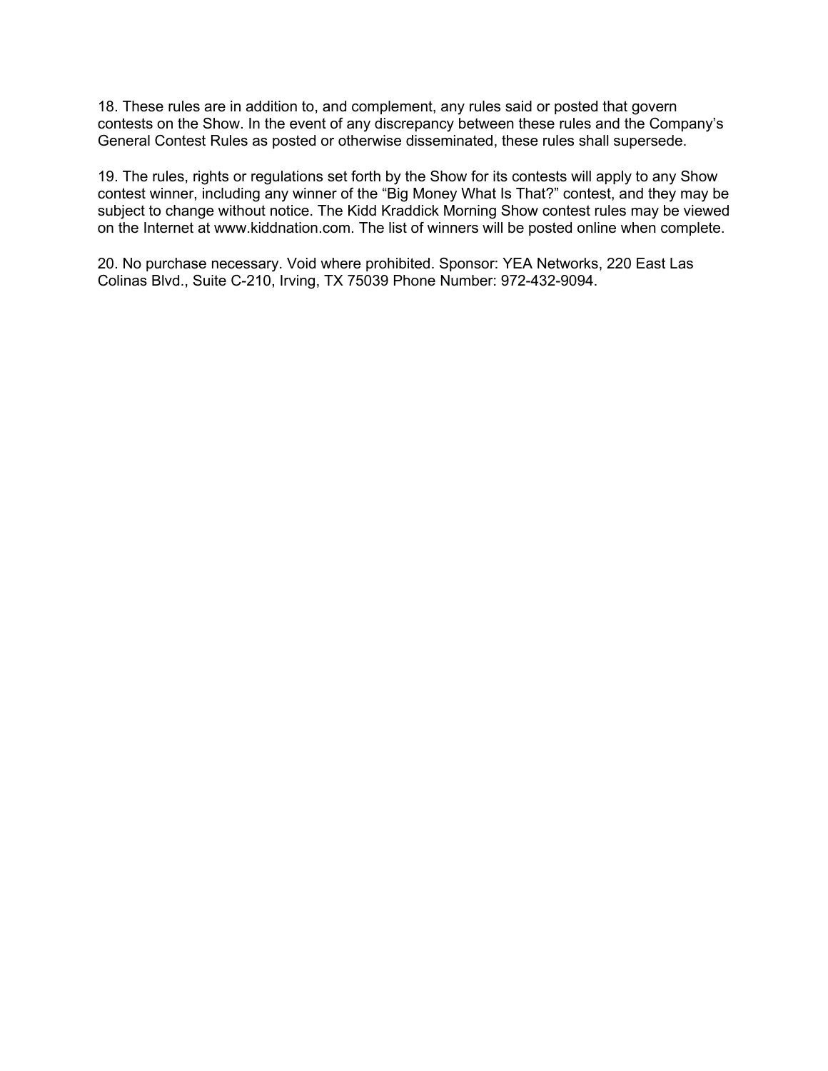18. These rules are in addition to, and complement, any rules said or posted that govern contests on the Show. In the event of any discrepancy between these rules and the Company's General Contest Rules as posted or otherwise disseminated, these rules shall supersede.

19. The rules, rights or regulations set forth by the Show for its contests will apply to any Show contest winner, including any winner of the "Big Money What Is That?" contest, and they may be subject to change without notice. The Kidd Kraddick Morning Show contest rules may be viewed on the Internet at www.kiddnation.com. The list of winners will be posted online when complete.

20. No purchase necessary. Void where prohibited. Sponsor: YEA Networks, 220 East Las Colinas Blvd., Suite C-210, Irving, TX 75039 Phone Number: 972-432-9094.